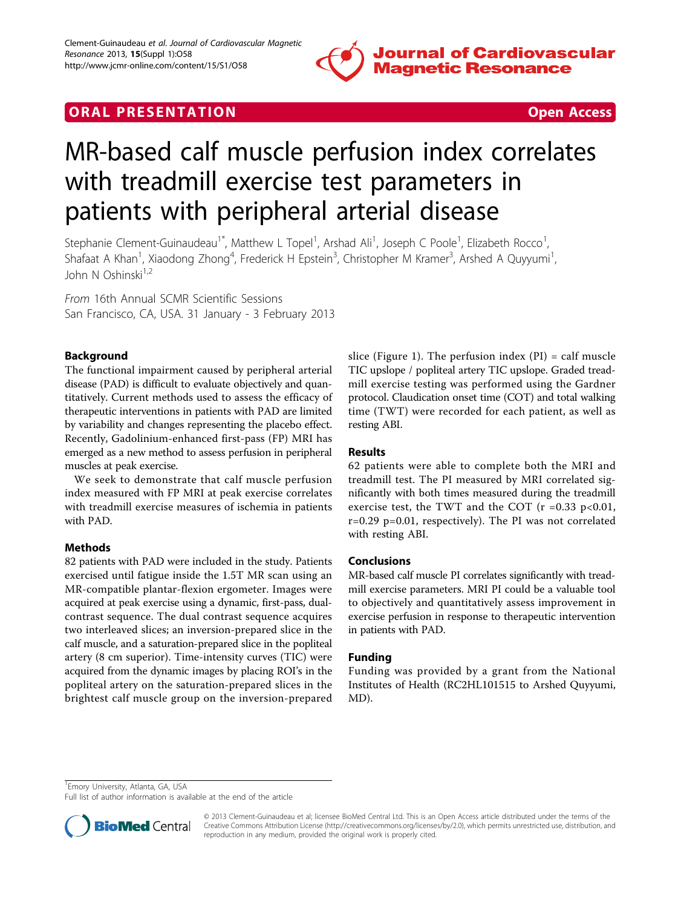ORAL PRESENTATION Open Access

# MR-based calf muscle perfusion index correlates with treadmill exercise test parameters in patients with peripheral arterial disease

Stephanie Clement-Guinaudeau[1*], Matthew L Topel[1], Arshad Ali[1], Joseph C Poole[1], Elizabeth Rocco[1], Shafaat A Khan[1], Xiaodong Zhong[4], Frederick H Epstein[3], Christopher M Kramer[3], Arshed A Quyyumi[1], John N Oshinski[1,2]

*From* 16th Annual SCMR Scientific Sessions
San Francisco, CA, USA. 31 January - 3 February 2013

## Background

The functional impairment caused by peripheral arterial disease (PAD) is difficult to evaluate objectively and quantitatively. Current methods used to assess the efficacy of therapeutic interventions in patients with PAD are limited by variability and changes representing the placebo effect. Recently, Gadolinium-enhanced first-pass (FP) MRI has emerged as a new method to assess perfusion in peripheral muscles at peak exercise.

We seek to demonstrate that calf muscle perfusion index measured with FP MRI at peak exercise correlates with treadmill exercise measures of ischemia in patients with PAD.

## Methods

82 patients with PAD were included in the study. Patients exercised until fatigue inside the 1.5T MR scan using an MR-compatible plantar-flexion ergometer. Images were acquired at peak exercise using a dynamic, first-pass, dual-contrast sequence. The dual contrast sequence acquires two interleaved slices; an inversion-prepared slice in the calf muscle, and a saturation-prepared slice in the popliteal artery (8 cm superior). Time-intensity curves (TIC) were acquired from the dynamic images by placing ROI's in the popliteal artery on the saturation-prepared slices in the brightest calf muscle group on the inversion-prepared slice (Figure 1). The perfusion index (PI) = calf muscle TIC upslope / popliteal artery TIC upslope. Graded treadmill exercise testing was performed using the Gardner protocol. Claudication onset time (COT) and total walking time (TWT) were recorded for each patient, as well as resting ABI.

## Results

62 patients were able to complete both the MRI and treadmill test. The PI measured by MRI correlated significantly with both times measured during the treadmill exercise test, the TWT and the COT ($r = 0.33$ $p<0.01$, $r=0.29$ $p=0.01$, respectively). The PI was not correlated with resting ABI.

## Conclusions

MR-based calf muscle PI correlates significantly with treadmill exercise parameters. MRI PI could be a valuable tool to objectively and quantitatively assess improvement in exercise perfusion in response to therapeutic intervention in patients with PAD.

## Funding

Funding was provided by a grant from the National Institutes of Health (RC2HL101515 to Arshed Quyyumi, MD).

[1]Emory University, Atlanta, GA, USA
Full list of author information is available at the end of the article

© 2013 Clement-Guinaudeau et al; licensee BioMed Central Ltd. This is an Open Access article distributed under the terms of the Creative Commons Attribution License (http://creativecommons.org/licenses/by/2.0), which permits unrestricted use, distribution, and reproduction in any medium, provided the original work is properly cited.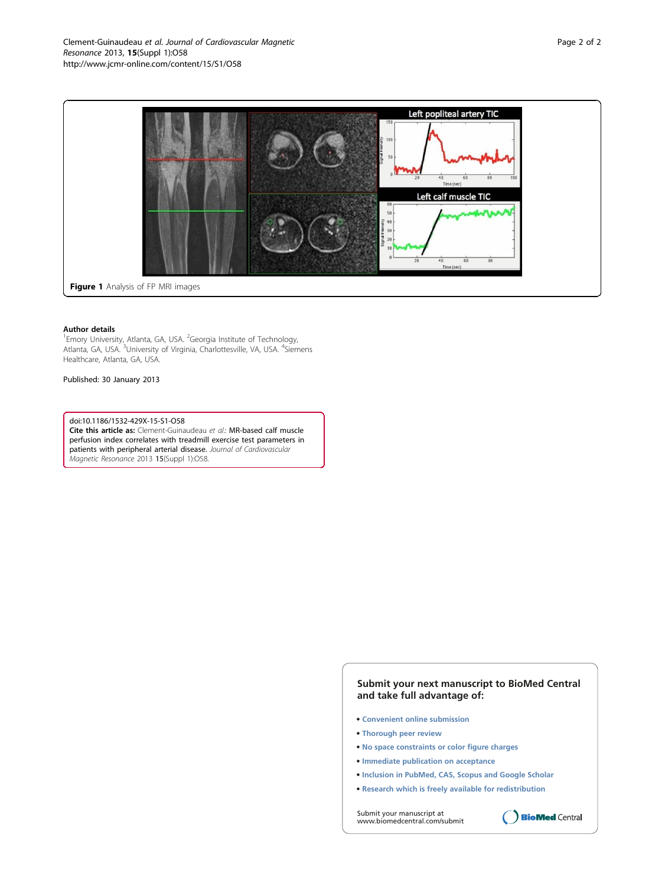Left popliteal artery TIC

Left calf muscle TIC

Figure 1 Analysis of FP MRI images

**Author details**

[1]Emory University, Atlanta, GA, USA. [2]Georgia Institute of Technology, Atlanta, GA, USA. [3]University of Virginia, Charlottesville, VA, USA. [4]Siemens Healthcare, Atlanta, GA, USA.

Published: 30 January 2013

doi:10.1186/1532-429X-15-S1-O58

**Cite this article as:** Clement-Guinaudeau *et al.*: MR-based calf muscle perfusion index correlates with treadmill exercise test parameters in patients with peripheral arterial disease. *Journal of Cardiovascular Magnetic Resonance* 2013 **15**(Suppl 1):O58.

**Submit your next manuscript to BioMed Central and take full advantage of:**

- Convenient online submission
- Thorough peer review
- No space constraints or color figure charges
- Immediate publication on acceptance
- Inclusion in PubMed, CAS, Scopus and Google Scholar
- Research which is freely available for redistribution

Submit your manuscript at www.biomedcentral.com/submit